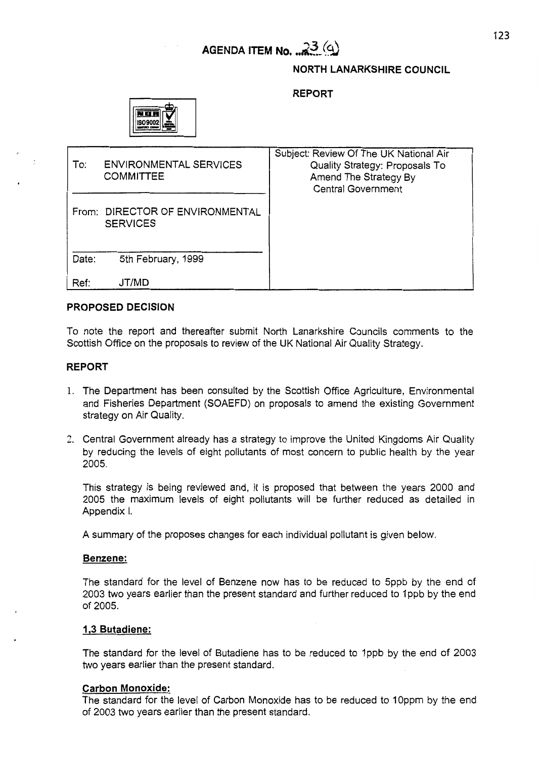AGENDA ITEM No. 23 (a)

**NORTH LANARKSHIRE COUNCIL**

**REPORT**

| To: ENVIRONMENTAL SERVICES COMMITTEE | Subject: Review Of The UK National Air Quality Strategy: Proposals To Amend The Strategy By Central Government |
|---|---|
| From: DIRECTOR OF ENVIRONMENTAL SERVICES | |
| Date: 5th February, 1999 | |
| Ref: JT/MD | |

## PROPOSED DECISION

To note the report and thereafter submit North Lanarkshire Councils comments to the Scottish Office on the proposals to review of the UK National Air Quality Strategy.

## REPORT

1. The Department has been consulted by the Scottish Office Agriculture, Environmental and Fisheries Department (SOAEFD) on proposals to amend the existing Government strategy on Air Quality.

2. Central Government already has a strategy to improve the United Kingdoms Air Quality by reducing the levels of eight pollutants of most concern to public health by the year 2005.

   This strategy is being reviewed and, it is proposed that between the years 2000 and 2005 the maximum levels of eight pollutants will be further reduced as detailed in Appendix I.

   A summary of the proposes changes for each individual pollutant is given below.

   **Benzene:**

   The standard for the level of Benzene now has to be reduced to 5ppb by the end of 2003 two years earlier than the present standard and further reduced to 1ppb by the end of 2005.

   **1,3 Butadiene:**

   The standard for the level of Butadiene has to be reduced to 1ppb by the end of 2003 two years earlier than the present standard.

   **Carbon Monoxide:**

   The standard for the level of Carbon Monoxide has to be reduced to 10ppm by the end of 2003 two years earlier than the present standard.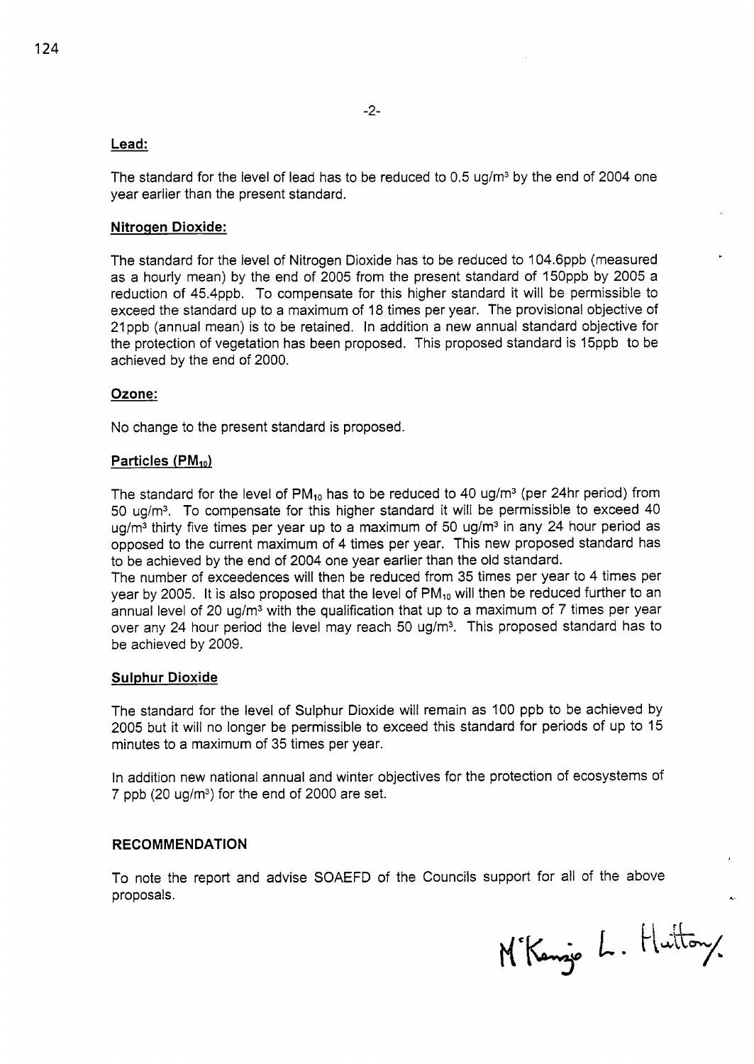## Lead:

The standard for the level of lead has to be reduced to 0.5 ug/m$^3$ by the end of 2004 one year earlier than the present standard.

## Nitrogen Dioxide:

The standard for the level of Nitrogen Dioxide has to be reduced to 104.6ppb (measured as a hourly mean) by the end of 2005 from the present standard of 150ppb by 2005 a reduction of 45.4ppb. To compensate for this higher standard it will be permissible to exceed the standard up to a maximum of 18 times per year. The provisional objective of 21ppb (annual mean) is to be retained. In addition a new annual standard objective for the protection of vegetation has been proposed. This proposed standard is 15ppb to be achieved by the end of 2000.

## Ozone:

No change to the present standard is proposed.

## Particles ($PM_{10}$)

The standard for the level of $PM_{10}$ has to be reduced to 40 ug/m$^3$ (per 24hr period) from 50 ug/m$^3$. To compensate for this higher standard it will be permissible to exceed 40 ug/m$^3$ thirty five times per year up to a maximum of 50 ug/m$^3$ in any 24 hour period as opposed to the current maximum of 4 times per year. This new proposed standard has to be achieved by the end of 2004 one year earlier than the old standard.
The number of exceedences will then be reduced from 35 times per year to 4 times per year by 2005. It is also proposed that the level of $PM_{10}$ will then be reduced further to an annual level of 20 ug/m$^3$ with the qualification that up to a maximum of 7 times per year over any 24 hour period the level may reach 50 ug/m$^3$. This proposed standard has to be achieved by 2009.

## Sulphur Dioxide

The standard for the level of Sulphur Dioxide will remain as 100 ppb to be achieved by 2005 but it will no longer be permissible to exceed this standard for periods of up to 15 minutes to a maximum of 35 times per year.

In addition new national annual and winter objectives for the protection of ecosystems of 7 ppb (20 ug/m$^3$) for the end of 2000 are set.

## RECOMMENDATION

To note the report and advise SOAEFD of the Councils support for all of the above proposals.

McKenzie L. Hutton.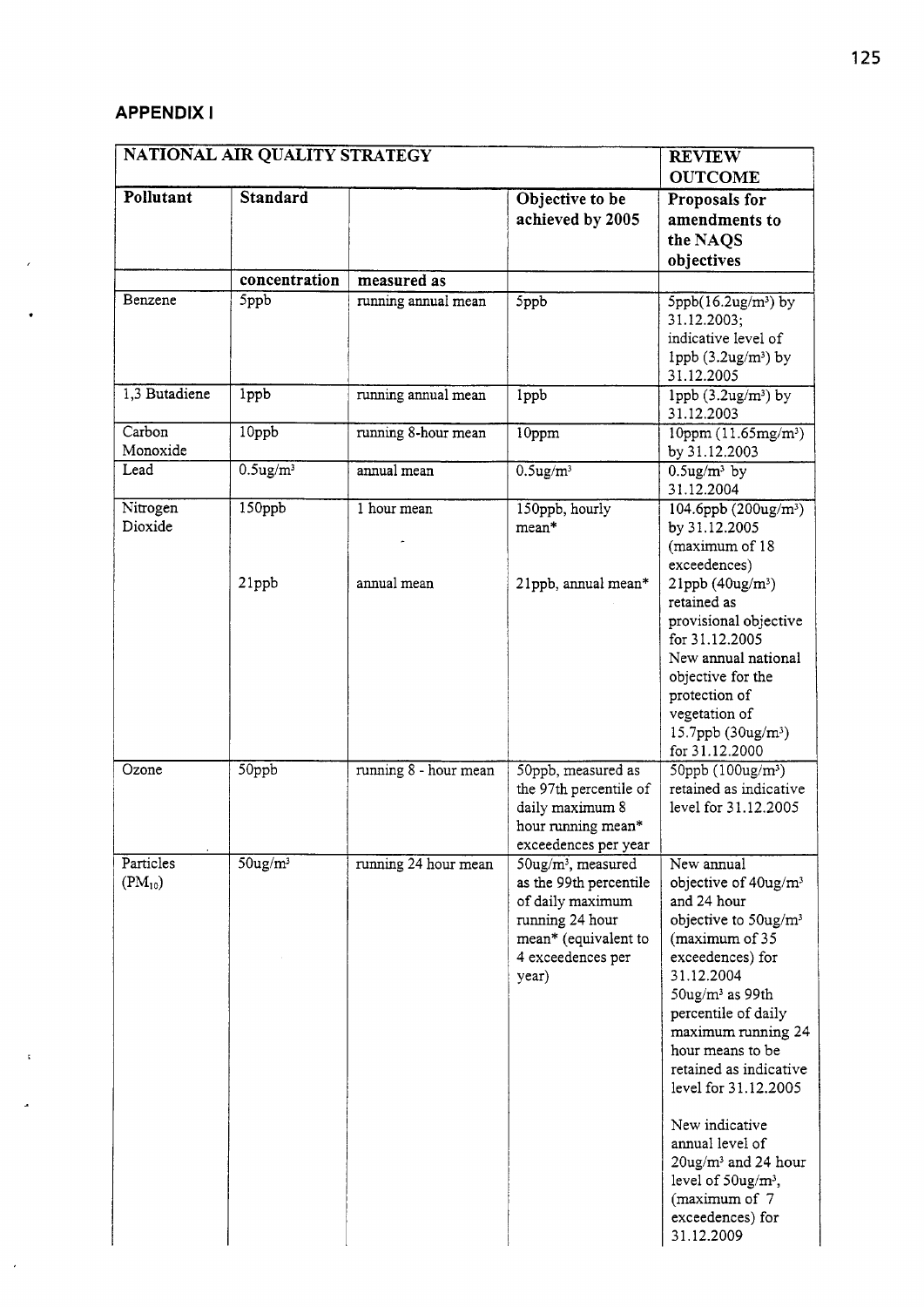## APPENDIX I

| NATIONAL AIR QUALITY STRATEGY | | | | REVIEW OUTCOME |
|---|---|---|---|---|
| **Pollutant** | **Standard** | | **Objective to be achieved by 2005** | **Proposals for amendments to the NAQS objectives** |
| | **concentration** | **measured as** | | |
| Benzene | 5ppb | running annual mean | 5ppb | 5ppb(16.2ug/m³) by 31.12.2003; indicative level of 1ppb (3.2ug/m³) by 31.12.2005 |
| 1,3 Butadiene | 1ppb | running annual mean | 1ppb | 1ppb (3.2ug/m³) by 31.12.2003 |
| Carbon Monoxide | 10ppb | running 8-hour mean | 10ppm | 10ppm (11.65mg/m³) by 31.12.2003 |
| Lead | 0.5ug/m³ | annual mean | 0.5ug/m³ | 0.5ug/m³ by 31.12.2004 |
| Nitrogen Dioxide | 150ppb | 1 hour mean | 150ppb, hourly mean* | 104.6ppb (200ug/m³) by 31.12.2005 (maximum of 18 exceedences) |
| | 21ppb | annual mean | 21ppb, annual mean* | 21ppb (40ug/m³) retained as provisional objective for 31.12.2005 New annual national objective for the protection of vegetation of 15.7ppb (30ug/m³) for 31.12.2000 |
| Ozone | 50ppb | running 8 - hour mean | 50ppb, measured as the 97th percentile of daily maximum 8 hour running mean* exceedences per year | 50ppb (100ug/m³) retained as indicative level for 31.12.2005 |
| Particles ($PM_{10}$) | 50ug/m³ | running 24 hour mean | 50ug/m³, measured as the 99th percentile of daily maximum running 24 hour mean* (equivalent to 4 exceedences per year) | New annual objective of 40ug/m³ and 24 hour objective to 50ug/m³ (maximum of 35 exceedences) for 31.12.2004 50ug/m³ as 99th percentile of daily maximum running 24 hour means to be retained as indicative level for 31.12.2005<br><br>New indicative annual level of 20ug/m³ and 24 hour level of 50ug/m³, (maximum of 7 exceedences) for 31.12.2009 |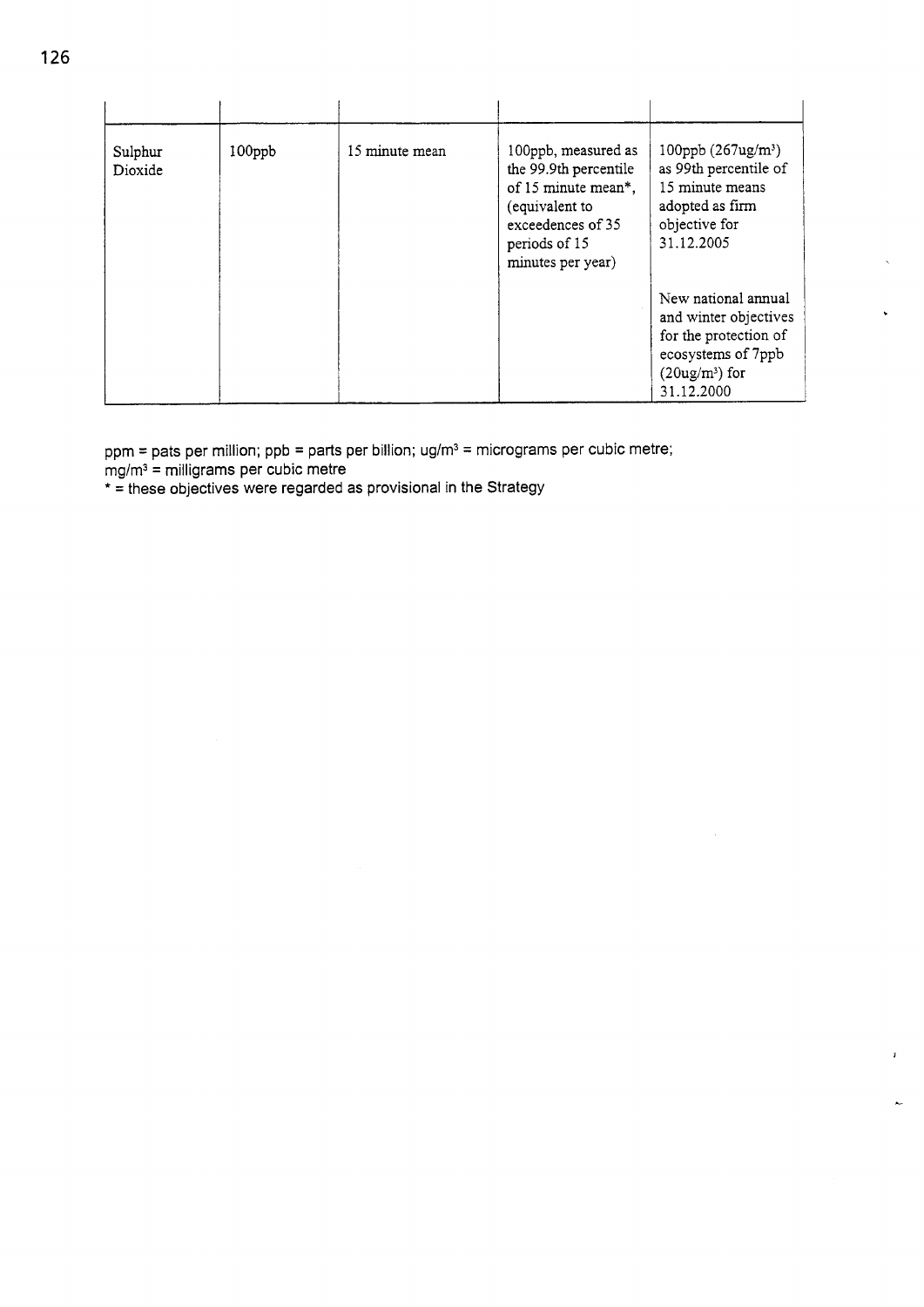| | | | | |
|---|---|---|---|---|
| Sulphur Dioxide | 100ppb | 15 minute mean | 100ppb, measured as the 99.9th percentile of 15 minute mean*, (equivalent to exceedences of 35 periods of 15 minutes per year) | 100ppb (267ug/m³) as 99th percentile of 15 minute means adopted as firm objective for 31.12.2005 |
| | | | | New national annual and winter objectives for the protection of ecosystems of 7ppb (20ug/m³) for 31.12.2000 |

ppm = pats per million; ppb = parts per billion; ug/m³ = micrograms per cubic metre;
mg/m³ = milligrams per cubic metre
* = these objectives were regarded as provisional in the Strategy